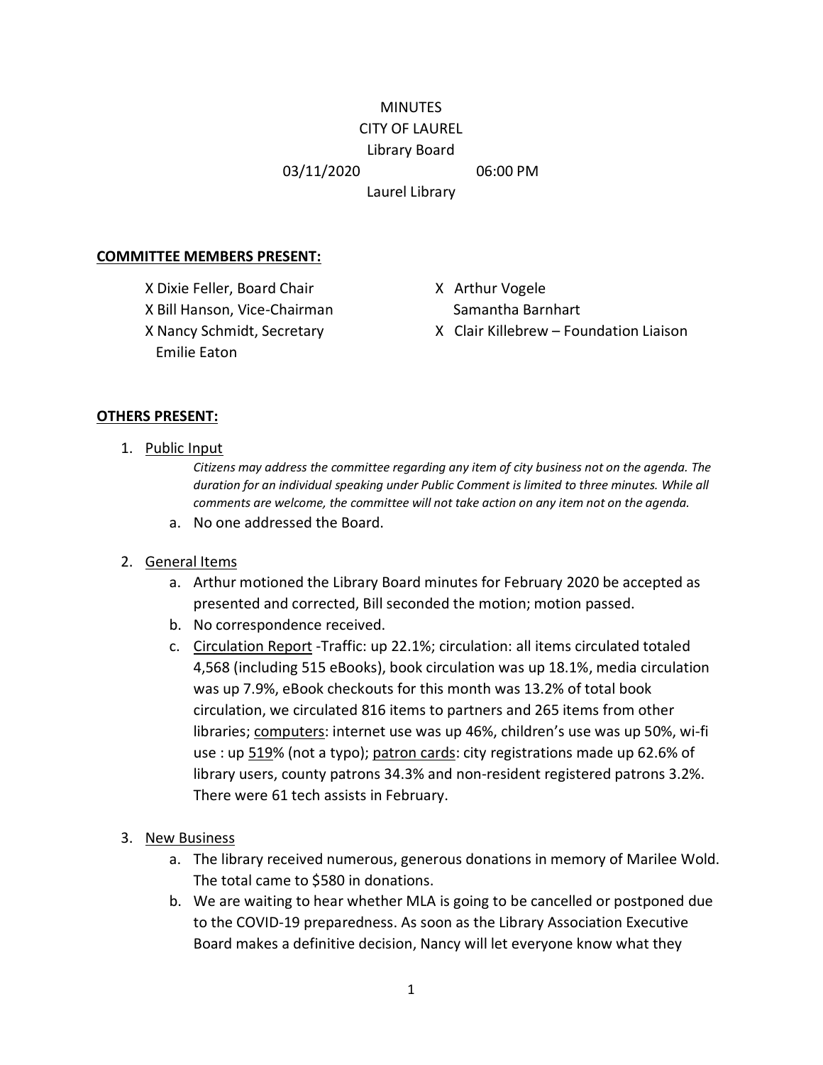MINUTES
CITY OF LAUREL
Library Board
03/11/2020 06:00 PM
Laurel Library

**COMMITTEE MEMBERS PRESENT:**

X Dixie Feller, Board Chair
X Bill Hanson, Vice-Chairman
X Nancy Schmidt, Secretary
Emilie Eaton
X Arthur Vogele
Samantha Barnhart
X Clair Killebrew – Foundation Liaison

**OTHERS PRESENT:**

1. Public Input

   *Citizens may address the committee regarding any item of city business not on the agenda. The duration for an individual speaking under Public Comment is limited to three minutes. While all comments are welcome, the committee will not take action on any item not on the agenda.*

   a. No one addressed the Board.

2. General Items
   a. Arthur motioned the Library Board minutes for February 2020 be accepted as presented and corrected, Bill seconded the motion; motion passed.
   b. No correspondence received.
   c. Circulation Report -Traffic: up 22.1%; circulation: all items circulated totaled 4,568 (including 515 eBooks), book circulation was up 18.1%, media circulation was up 7.9%, eBook checkouts for this month was 13.2% of total book circulation, we circulated 816 items to partners and 265 items from other libraries; computers: internet use was up 46%, children's use was up 50%, wi-fi use : up 519% (not a typo); patron cards: city registrations made up 62.6% of library users, county patrons 34.3% and non-resident registered patrons 3.2%. There were 61 tech assists in February.

3. New Business
   a. The library received numerous, generous donations in memory of Marilee Wold. The total came to $580 in donations.
   b. We are waiting to hear whether MLA is going to be cancelled or postponed due to the COVID-19 preparedness. As soon as the Library Association Executive Board makes a definitive decision, Nancy will let everyone know what they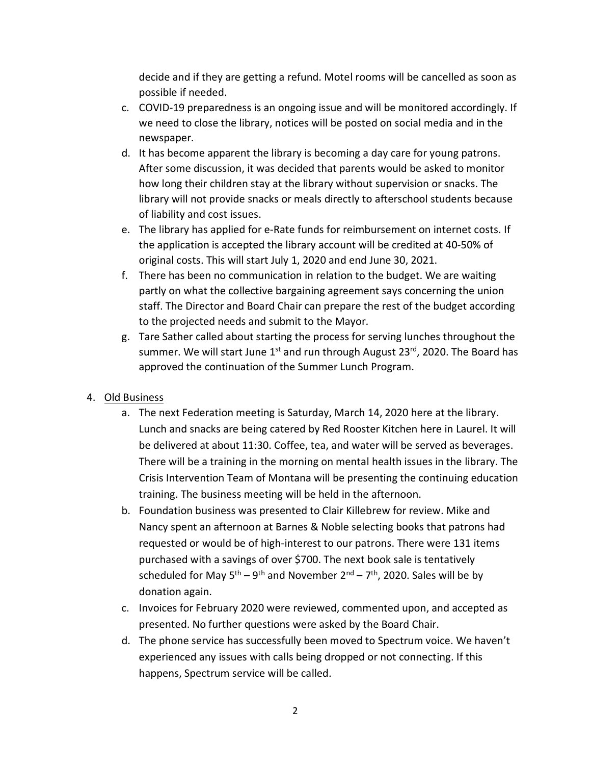decide and if they are getting a refund. Motel rooms will be cancelled as soon as possible if needed.

c. COVID-19 preparedness is an ongoing issue and will be monitored accordingly. If we need to close the library, notices will be posted on social media and in the newspaper.
d. It has become apparent the library is becoming a day care for young patrons. After some discussion, it was decided that parents would be asked to monitor how long their children stay at the library without supervision or snacks. The library will not provide snacks or meals directly to afterschool students because of liability and cost issues.
e. The library has applied for e-Rate funds for reimbursement on internet costs. If the application is accepted the library account will be credited at 40-50% of original costs. This will start July 1, 2020 and end June 30, 2021.
f. There has been no communication in relation to the budget. We are waiting partly on what the collective bargaining agreement says concerning the union staff. The Director and Board Chair can prepare the rest of the budget according to the projected needs and submit to the Mayor.
g. Tare Sather called about starting the process for serving lunches throughout the summer. We will start June 1st and run through August 23rd, 2020. The Board has approved the continuation of the Summer Lunch Program.

4. <u>Old Business</u>
   a. The next Federation meeting is Saturday, March 14, 2020 here at the library. Lunch and snacks are being catered by Red Rooster Kitchen here in Laurel. It will be delivered at about 11:30. Coffee, tea, and water will be served as beverages. There will be a training in the morning on mental health issues in the library. The Crisis Intervention Team of Montana will be presenting the continuing education training. The business meeting will be held in the afternoon.
   b. Foundation business was presented to Clair Killebrew for review. Mike and Nancy spent an afternoon at Barnes & Noble selecting books that patrons had requested or would be of high-interest to our patrons. There were 131 items purchased with a savings of over $700. The next book sale is tentatively scheduled for May 5th – 9th and November 2nd – 7th, 2020. Sales will be by donation again.
   c. Invoices for February 2020 were reviewed, commented upon, and accepted as presented. No further questions were asked by the Board Chair.
   d. The phone service has successfully been moved to Spectrum voice. We haven't experienced any issues with calls being dropped or not connecting. If this happens, Spectrum service will be called.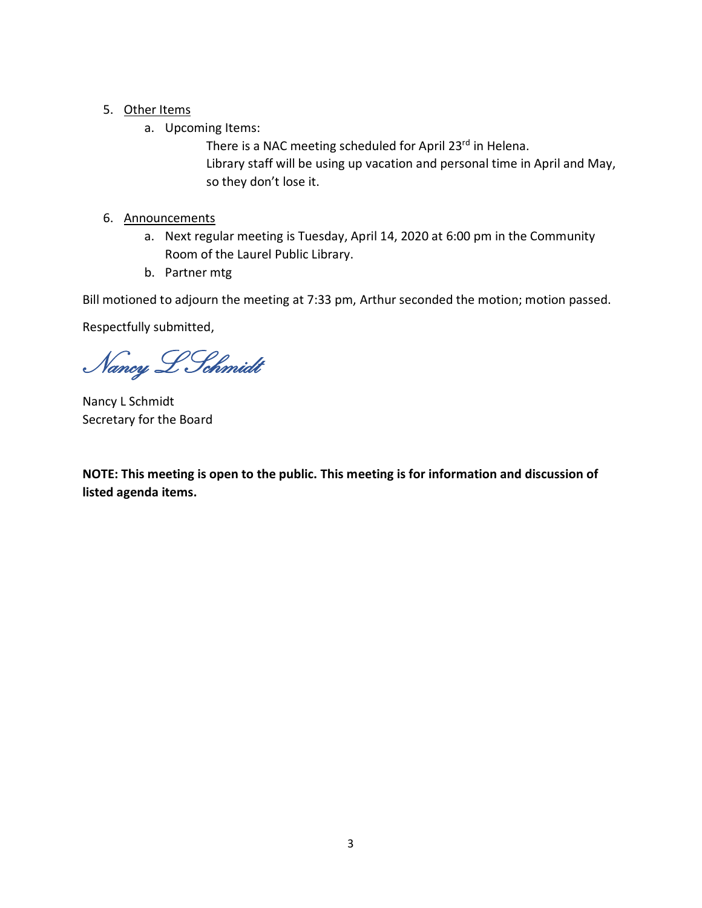5. <u>Other Items</u>
    a. Upcoming Items:

       There is a NAC meeting scheduled for April 23rd in Helena.
       Library staff will be using up vacation and personal time in April and May, so they don't lose it.

6. <u>Announcements</u>
    a. Next regular meeting is Tuesday, April 14, 2020 at 6:00 pm in the Community Room of the Laurel Public Library.
    b. Partner mtg

Bill motioned to adjourn the meeting at 7:33 pm, Arthur seconded the motion; motion passed.

Respectfully submitted,

*Nancy L Schmidt*

Nancy L Schmidt
Secretary for the Board

**NOTE: This meeting is open to the public. This meeting is for information and discussion of listed agenda items.**